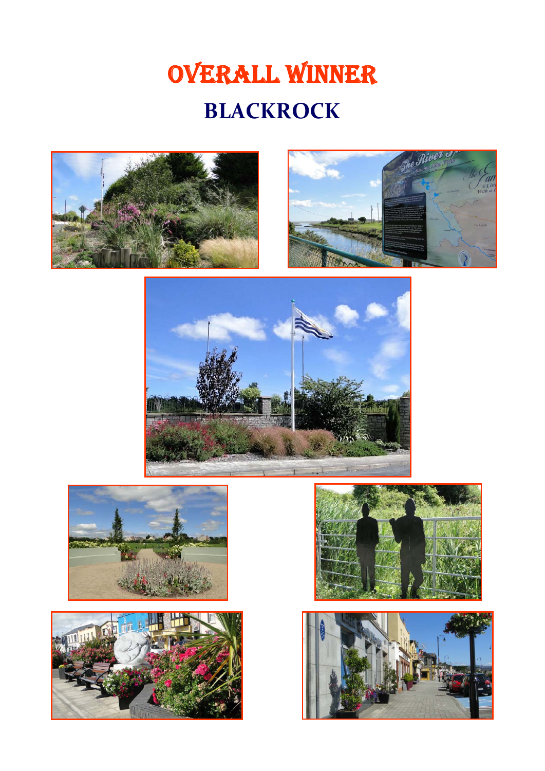# OVERALL WINNER

## BLACKROCK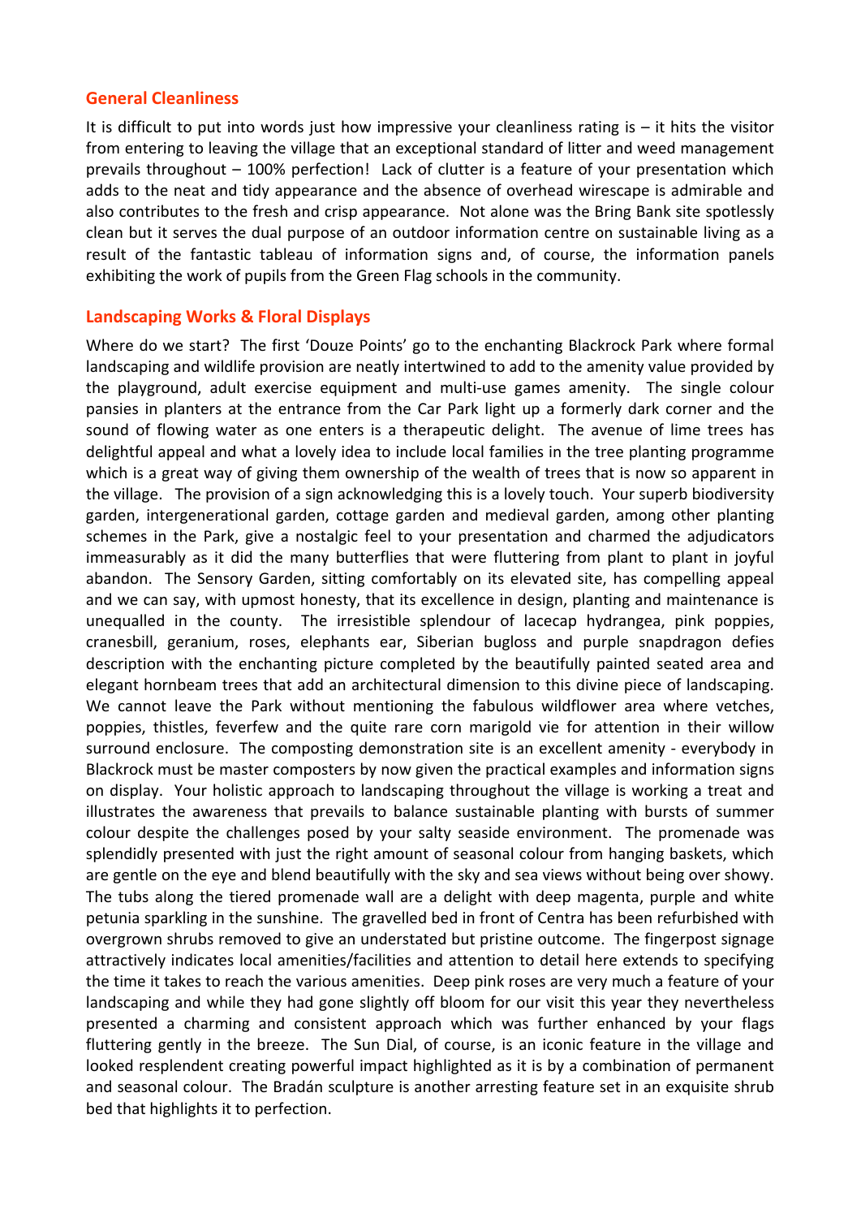## General Cleanliness

It is difficult to put into words just how impressive your cleanliness rating is – it hits the visitor from entering to leaving the village that an exceptional standard of litter and weed management prevails throughout – 100% perfection! Lack of clutter is a feature of your presentation which adds to the neat and tidy appearance and the absence of overhead wirescape is admirable and also contributes to the fresh and crisp appearance. Not alone was the Bring Bank site spotlessly clean but it serves the dual purpose of an outdoor information centre on sustainable living as a result of the fantastic tableau of information signs and, of course, the information panels exhibiting the work of pupils from the Green Flag schools in the community.

## Landscaping Works & Floral Displays

Where do we start? The first 'Douze Points' go to the enchanting Blackrock Park where formal landscaping and wildlife provision are neatly intertwined to add to the amenity value provided by the playground, adult exercise equipment and multi-use games amenity. The single colour pansies in planters at the entrance from the Car Park light up a formerly dark corner and the sound of flowing water as one enters is a therapeutic delight. The avenue of lime trees has delightful appeal and what a lovely idea to include local families in the tree planting programme which is a great way of giving them ownership of the wealth of trees that is now so apparent in the village. The provision of a sign acknowledging this is a lovely touch. Your superb biodiversity garden, intergenerational garden, cottage garden and medieval garden, among other planting schemes in the Park, give a nostalgic feel to your presentation and charmed the adjudicators immeasurably as it did the many butterflies that were fluttering from plant to plant in joyful abandon. The Sensory Garden, sitting comfortably on its elevated site, has compelling appeal and we can say, with upmost honesty, that its excellence in design, planting and maintenance is unequalled in the county. The irresistible splendour of lacecap hydrangea, pink poppies, cranesbill, geranium, roses, elephants ear, Siberian bugloss and purple snapdragon defies description with the enchanting picture completed by the beautifully painted seated area and elegant hornbeam trees that add an architectural dimension to this divine piece of landscaping. We cannot leave the Park without mentioning the fabulous wildflower area where vetches, poppies, thistles, feverfew and the quite rare corn marigold vie for attention in their willow surround enclosure. The composting demonstration site is an excellent amenity - everybody in Blackrock must be master composters by now given the practical examples and information signs on display. Your holistic approach to landscaping throughout the village is working a treat and illustrates the awareness that prevails to balance sustainable planting with bursts of summer colour despite the challenges posed by your salty seaside environment. The promenade was splendidly presented with just the right amount of seasonal colour from hanging baskets, which are gentle on the eye and blend beautifully with the sky and sea views without being over showy. The tubs along the tiered promenade wall are a delight with deep magenta, purple and white petunia sparkling in the sunshine. The gravelled bed in front of Centra has been refurbished with overgrown shrubs removed to give an understated but pristine outcome. The fingerpost signage attractively indicates local amenities/facilities and attention to detail here extends to specifying the time it takes to reach the various amenities. Deep pink roses are very much a feature of your landscaping and while they had gone slightly off bloom for our visit this year they nevertheless presented a charming and consistent approach which was further enhanced by your flags fluttering gently in the breeze. The Sun Dial, of course, is an iconic feature in the village and looked resplendent creating powerful impact highlighted as it is by a combination of permanent and seasonal colour. The Bradán sculpture is another arresting feature set in an exquisite shrub bed that highlights it to perfection.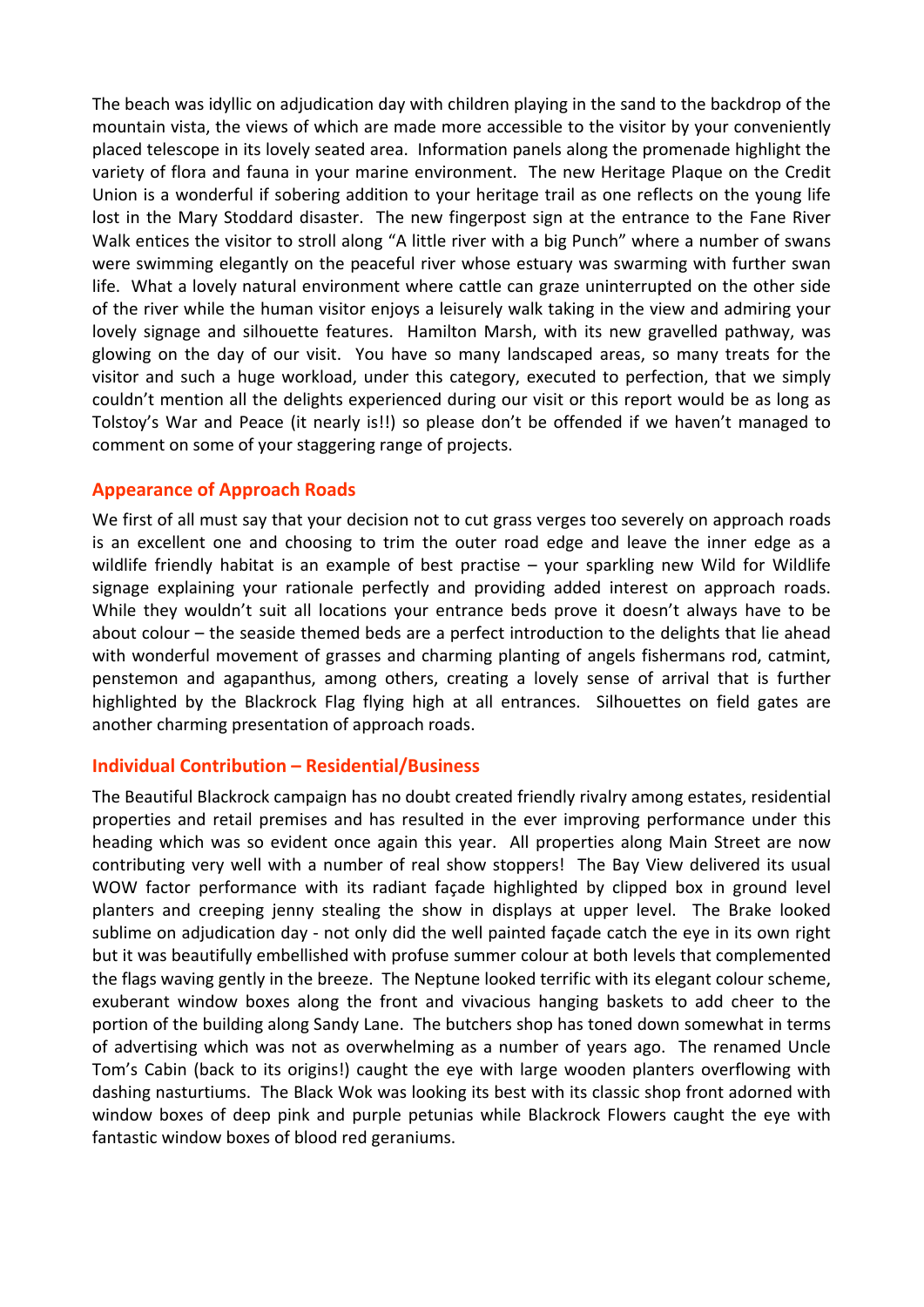The beach was idyllic on adjudication day with children playing in the sand to the backdrop of the mountain vista, the views of which are made more accessible to the visitor by your conveniently placed telescope in its lovely seated area. Information panels along the promenade highlight the variety of flora and fauna in your marine environment. The new Heritage Plaque on the Credit Union is a wonderful if sobering addition to your heritage trail as one reflects on the young life lost in the Mary Stoddard disaster. The new fingerpost sign at the entrance to the Fane River Walk entices the visitor to stroll along "A little river with a big Punch" where a number of swans were swimming elegantly on the peaceful river whose estuary was swarming with further swan life. What a lovely natural environment where cattle can graze uninterrupted on the other side of the river while the human visitor enjoys a leisurely walk taking in the view and admiring your lovely signage and silhouette features. Hamilton Marsh, with its new gravelled pathway, was glowing on the day of our visit. You have so many landscaped areas, so many treats for the visitor and such a huge workload, under this category, executed to perfection, that we simply couldn't mention all the delights experienced during our visit or this report would be as long as Tolstoy's War and Peace (it nearly is!!) so please don't be offended if we haven't managed to comment on some of your staggering range of projects.

## Appearance of Approach Roads

We first of all must say that your decision not to cut grass verges too severely on approach roads is an excellent one and choosing to trim the outer road edge and leave the inner edge as a wildlife friendly habitat is an example of best practise – your sparkling new Wild for Wildlife signage explaining your rationale perfectly and providing added interest on approach roads. While they wouldn't suit all locations your entrance beds prove it doesn't always have to be about colour – the seaside themed beds are a perfect introduction to the delights that lie ahead with wonderful movement of grasses and charming planting of angels fishermans rod, catmint, penstemon and agapanthus, among others, creating a lovely sense of arrival that is further highlighted by the Blackrock Flag flying high at all entrances. Silhouettes on field gates are another charming presentation of approach roads.

## Individual Contribution – Residential/Business

The Beautiful Blackrock campaign has no doubt created friendly rivalry among estates, residential properties and retail premises and has resulted in the ever improving performance under this heading which was so evident once again this year. All properties along Main Street are now contributing very well with a number of real show stoppers! The Bay View delivered its usual WOW factor performance with its radiant façade highlighted by clipped box in ground level planters and creeping jenny stealing the show in displays at upper level. The Brake looked sublime on adjudication day - not only did the well painted façade catch the eye in its own right but it was beautifully embellished with profuse summer colour at both levels that complemented the flags waving gently in the breeze. The Neptune looked terrific with its elegant colour scheme, exuberant window boxes along the front and vivacious hanging baskets to add cheer to the portion of the building along Sandy Lane. The butchers shop has toned down somewhat in terms of advertising which was not as overwhelming as a number of years ago. The renamed Uncle Tom's Cabin (back to its origins!) caught the eye with large wooden planters overflowing with dashing nasturtiums. The Black Wok was looking its best with its classic shop front adorned with window boxes of deep pink and purple petunias while Blackrock Flowers caught the eye with fantastic window boxes of blood red geraniums.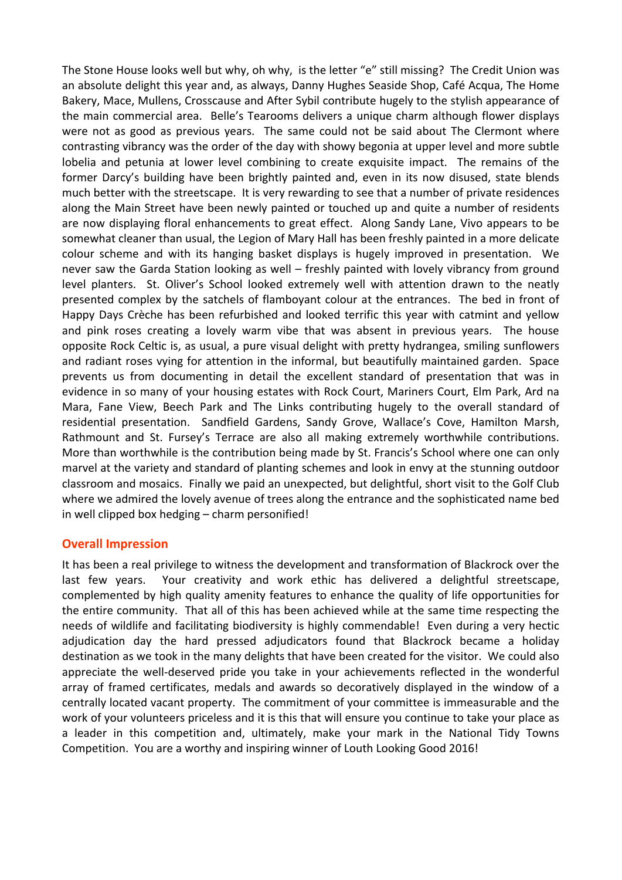The Stone House looks well but why, oh why, is the letter "e" still missing? The Credit Union was an absolute delight this year and, as always, Danny Hughes Seaside Shop, Café Acqua, The Home Bakery, Mace, Mullens, Crosscause and After Sybil contribute hugely to the stylish appearance of the main commercial area. Belle's Tearooms delivers a unique charm although flower displays were not as good as previous years. The same could not be said about The Clermont where contrasting vibrancy was the order of the day with showy begonia at upper level and more subtle lobelia and petunia at lower level combining to create exquisite impact. The remains of the former Darcy's building have been brightly painted and, even in its now disused, state blends much better with the streetscape. It is very rewarding to see that a number of private residences along the Main Street have been newly painted or touched up and quite a number of residents are now displaying floral enhancements to great effect. Along Sandy Lane, Vivo appears to be somewhat cleaner than usual, the Legion of Mary Hall has been freshly painted in a more delicate colour scheme and with its hanging basket displays is hugely improved in presentation. We never saw the Garda Station looking as well – freshly painted with lovely vibrancy from ground level planters. St. Oliver's School looked extremely well with attention drawn to the neatly presented complex by the satchels of flamboyant colour at the entrances. The bed in front of Happy Days Crèche has been refurbished and looked terrific this year with catmint and yellow and pink roses creating a lovely warm vibe that was absent in previous years. The house opposite Rock Celtic is, as usual, a pure visual delight with pretty hydrangea, smiling sunflowers and radiant roses vying for attention in the informal, but beautifully maintained garden. Space prevents us from documenting in detail the excellent standard of presentation that was in evidence in so many of your housing estates with Rock Court, Mariners Court, Elm Park, Ard na Mara, Fane View, Beech Park and The Links contributing hugely to the overall standard of residential presentation. Sandfield Gardens, Sandy Grove, Wallace's Cove, Hamilton Marsh, Rathmount and St. Fursey's Terrace are also all making extremely worthwhile contributions. More than worthwhile is the contribution being made by St. Francis's School where one can only marvel at the variety and standard of planting schemes and look in envy at the stunning outdoor classroom and mosaics. Finally we paid an unexpected, but delightful, short visit to the Golf Club where we admired the lovely avenue of trees along the entrance and the sophisticated name bed in well clipped box hedging – charm personified!

## Overall Impression

It has been a real privilege to witness the development and transformation of Blackrock over the last few years. Your creativity and work ethic has delivered a delightful streetscape, complemented by high quality amenity features to enhance the quality of life opportunities for the entire community. That all of this has been achieved while at the same time respecting the needs of wildlife and facilitating biodiversity is highly commendable! Even during a very hectic adjudication day the hard pressed adjudicators found that Blackrock became a holiday destination as we took in the many delights that have been created for the visitor. We could also appreciate the well-deserved pride you take in your achievements reflected in the wonderful array of framed certificates, medals and awards so decoratively displayed in the window of a centrally located vacant property. The commitment of your committee is immeasurable and the work of your volunteers priceless and it is this that will ensure you continue to take your place as a leader in this competition and, ultimately, make your mark in the National Tidy Towns Competition. You are a worthy and inspiring winner of Louth Looking Good 2016!